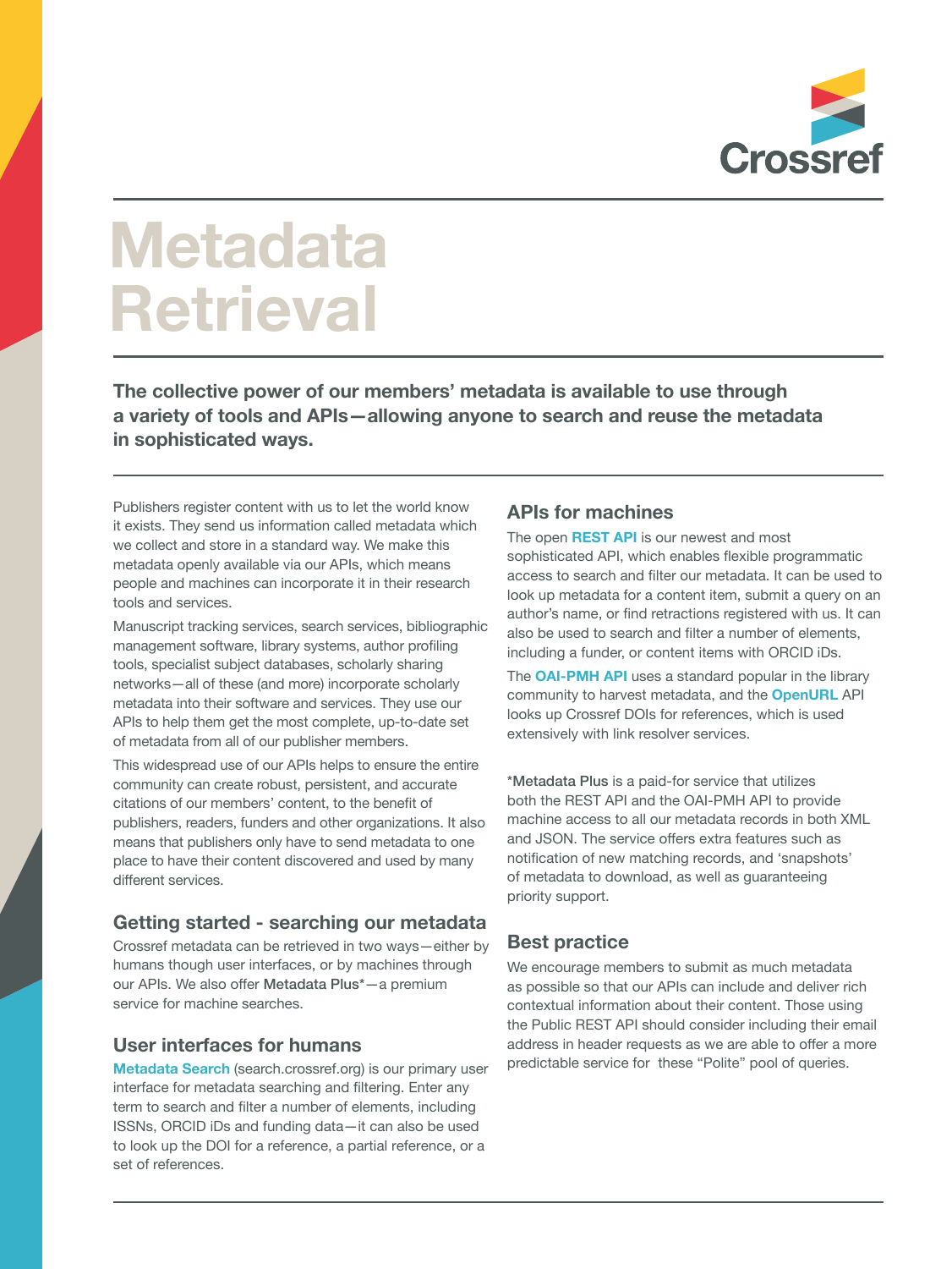Crossref

# Metadata Retrieval

**The collective power of our members' metadata is available to use through a variety of tools and APIs—allowing anyone to search and reuse the metadata in sophisticated ways.**

Publishers register content with us to let the world know it exists. They send us information called metadata which we collect and store in a standard way. We make this metadata openly available via our APIs, which means people and machines can incorporate it in their research tools and services.

Manuscript tracking services, search services, bibliographic management software, library systems, author profiling tools, specialist subject databases, scholarly sharing networks—all of these (and more) incorporate scholarly metadata into their software and services. They use our APIs to help them get the most complete, up-to-date set of metadata from all of our publisher members.

This widespread use of our APIs helps to ensure the entire community can create robust, persistent, and accurate citations of our members' content, to the benefit of publishers, readers, funders and other organizations. It also means that publishers only have to send metadata to one place to have their content discovered and used by many different services.

## Getting started - searching our metadata

Crossref metadata can be retrieved in two ways—either by humans though user interfaces, or by machines through our APIs. We also offer Metadata Plus*—a premium service for machine searches.

## User interfaces for humans

**Metadata Search** (search.crossref.org) is our primary user interface for metadata searching and filtering. Enter any term to search and filter a number of elements, including ISSNs, ORCID iDs and funding data—it can also be used to look up the DOI for a reference, a partial reference, or a set of references.

## APIs for machines

The open **REST API** is our newest and most sophisticated API, which enables flexible programmatic access to search and filter our metadata. It can be used to look up metadata for a content item, submit a query on an author's name, or find retractions registered with us. It can also be used to search and filter a number of elements, including a funder, or content items with ORCID iDs.

The **OAI-PMH API** uses a standard popular in the library community to harvest metadata, and the **OpenURL** API looks up Crossref DOIs for references, which is used extensively with link resolver services.

*Metadata Plus is a paid-for service that utilizes both the REST API and the OAI-PMH API to provide machine access to all our metadata records in both XML and JSON. The service offers extra features such as notification of new matching records, and 'snapshots' of metadata to download, as well as guaranteeing priority support.

## Best practice

We encourage members to submit as much metadata as possible so that our APIs can include and deliver rich contextual information about their content. Those using the Public REST API should consider including their email address in header requests as we are able to offer a more predictable service for these "Polite" pool of queries.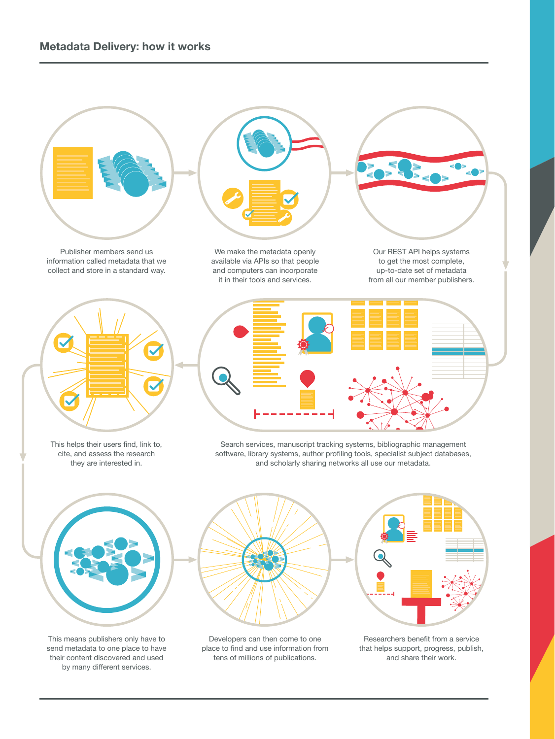## Metadata Delivery: how it works

Publisher members send us information called metadata that we collect and store in a standard way.

We make the metadata openly available via APIs so that people and computers can incorporate it in their tools and services.

Our REST API helps systems to get the most complete, up-to-date set of metadata from all our member publishers.

Search services, manuscript tracking systems, bibliographic management software, library systems, author profiling tools, specialist subject databases, and scholarly sharing networks all use our metadata.

This helps their users find, link to, cite, and assess the research they are interested in.

This means publishers only have to send metadata to one place to have their content discovered and used by many different services.

Developers can then come to one place to find and use information from tens of millions of publications.

Researchers benefit from a service that helps support, progress, publish, and share their work.